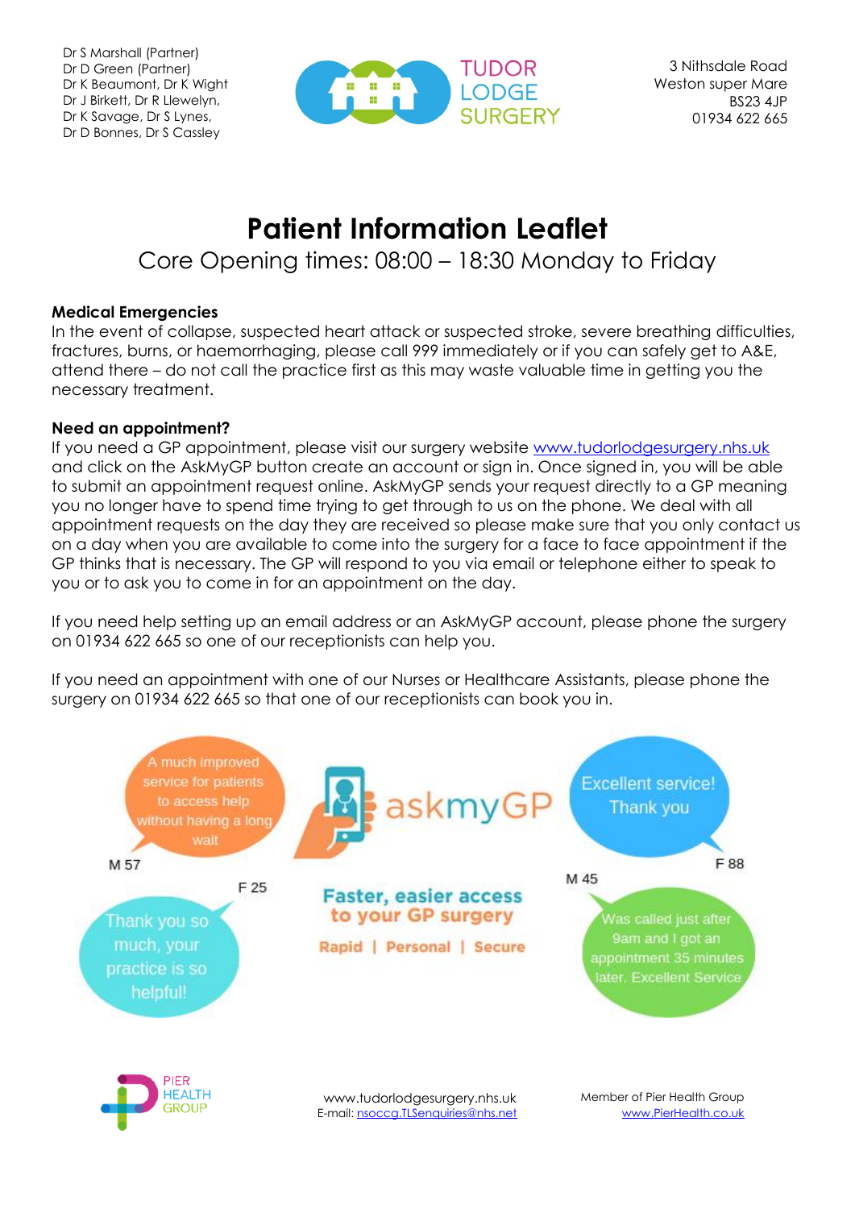Dr S Marshall (Partner)
Dr D Green (Partner)
Dr K Beaumont, Dr K Wight
Dr J Birkett, Dr R Llewelyn,
Dr K Savage, Dr S Lynes,
Dr D Bonnes, Dr S Cassley

TUDOR LODGE SURGERY

3 Nithsdale Road
Weston super Mare
BS23 4JP
01934 622 665

# Patient Information Leaflet

## Core Opening times: 08:00 – 18:30 Monday to Friday

**Medical Emergencies**

In the event of collapse, suspected heart attack or suspected stroke, severe breathing difficulties, fractures, burns, or haemorrhaging, please call 999 immediately or if you can safely get to A&E, attend there – do not call the practice first as this may waste valuable time in getting you the necessary treatment.

**Need an appointment?**

If you need a GP appointment, please visit our surgery website www.tudorlodgesurgery.nhs.uk and click on the AskMyGP button create an account or sign in. Once signed in, you will be able to submit an appointment request online. AskMyGP sends your request directly to a GP meaning you no longer have to spend time trying to get through to us on the phone. We deal with all appointment requests on the day they are received so please make sure that you only contact us on a day when you are available to come into the surgery for a face to face appointment if the GP thinks that is necessary. The GP will respond to you via email or telephone either to speak to you or to ask you to come in for an appointment on the day.

If you need help setting up an email address or an AskMyGP account, please phone the surgery on 01934 622 665 so one of our receptionists can help you.

If you need an appointment with one of our Nurses or Healthcare Assistants, please phone the surgery on 01934 622 665 so that one of our receptionists can book you in.

A much improved service for patients to access help without having a long wait — M 57

askmyGP

Excellent service! Thank you — F 88

Thank you so much, your practice is so helpful! — F 25

Faster, easier access to your GP surgery

Rapid | Personal | Secure

Was called just after 9am and I got an appointment 35 minutes later. Excellent Service — M 45

PIER HEALTH GROUP

www.tudorlodgesurgery.nhs.uk
E-mail: nsoccg.TLSenquiries@nhs.net

Member of Pier Health Group
www.PierHealth.co.uk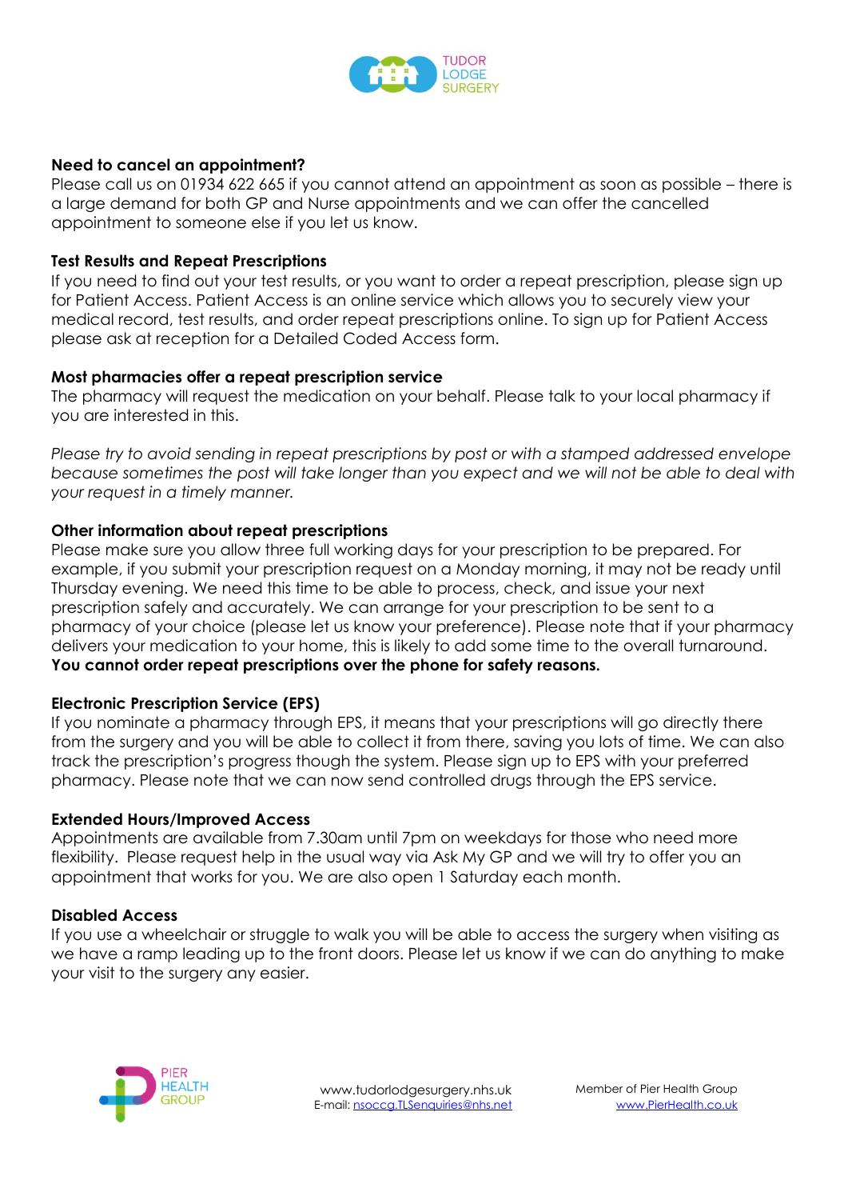**Need to cancel an appointment?**

Please call us on 01934 622 665 if you cannot attend an appointment as soon as possible – there is a large demand for both GP and Nurse appointments and we can offer the cancelled appointment to someone else if you let us know.

**Test Results and Repeat Prescriptions**

If you need to find out your test results, or you want to order a repeat prescription, please sign up for Patient Access. Patient Access is an online service which allows you to securely view your medical record, test results, and order repeat prescriptions online. To sign up for Patient Access please ask at reception for a Detailed Coded Access form.

**Most pharmacies offer a repeat prescription service**

The pharmacy will request the medication on your behalf. Please talk to your local pharmacy if you are interested in this.

*Please try to avoid sending in repeat prescriptions by post or with a stamped addressed envelope because sometimes the post will take longer than you expect and we will not be able to deal with your request in a timely manner.*

**Other information about repeat prescriptions**

Please make sure you allow three full working days for your prescription to be prepared. For example, if you submit your prescription request on a Monday morning, it may not be ready until Thursday evening. We need this time to be able to process, check, and issue your next prescription safely and accurately. We can arrange for your prescription to be sent to a pharmacy of your choice (please let us know your preference). Please note that if your pharmacy delivers your medication to your home, this is likely to add some time to the overall turnaround. **You cannot order repeat prescriptions over the phone for safety reasons.**

**Electronic Prescription Service (EPS)**

If you nominate a pharmacy through EPS, it means that your prescriptions will go directly there from the surgery and you will be able to collect it from there, saving you lots of time. We can also track the prescription's progress though the system. Please sign up to EPS with your preferred pharmacy. Please note that we can now send controlled drugs through the EPS service.

**Extended Hours/Improved Access**

Appointments are available from 7.30am until 7pm on weekdays for those who need more flexibility. Please request help in the usual way via Ask My GP and we will try to offer you an appointment that works for you. We are also open 1 Saturday each month.

**Disabled Access**

If you use a wheelchair or struggle to walk you will be able to access the surgery when visiting as we have a ramp leading up to the front doors. Please let us know if we can do anything to make your visit to the surgery any easier.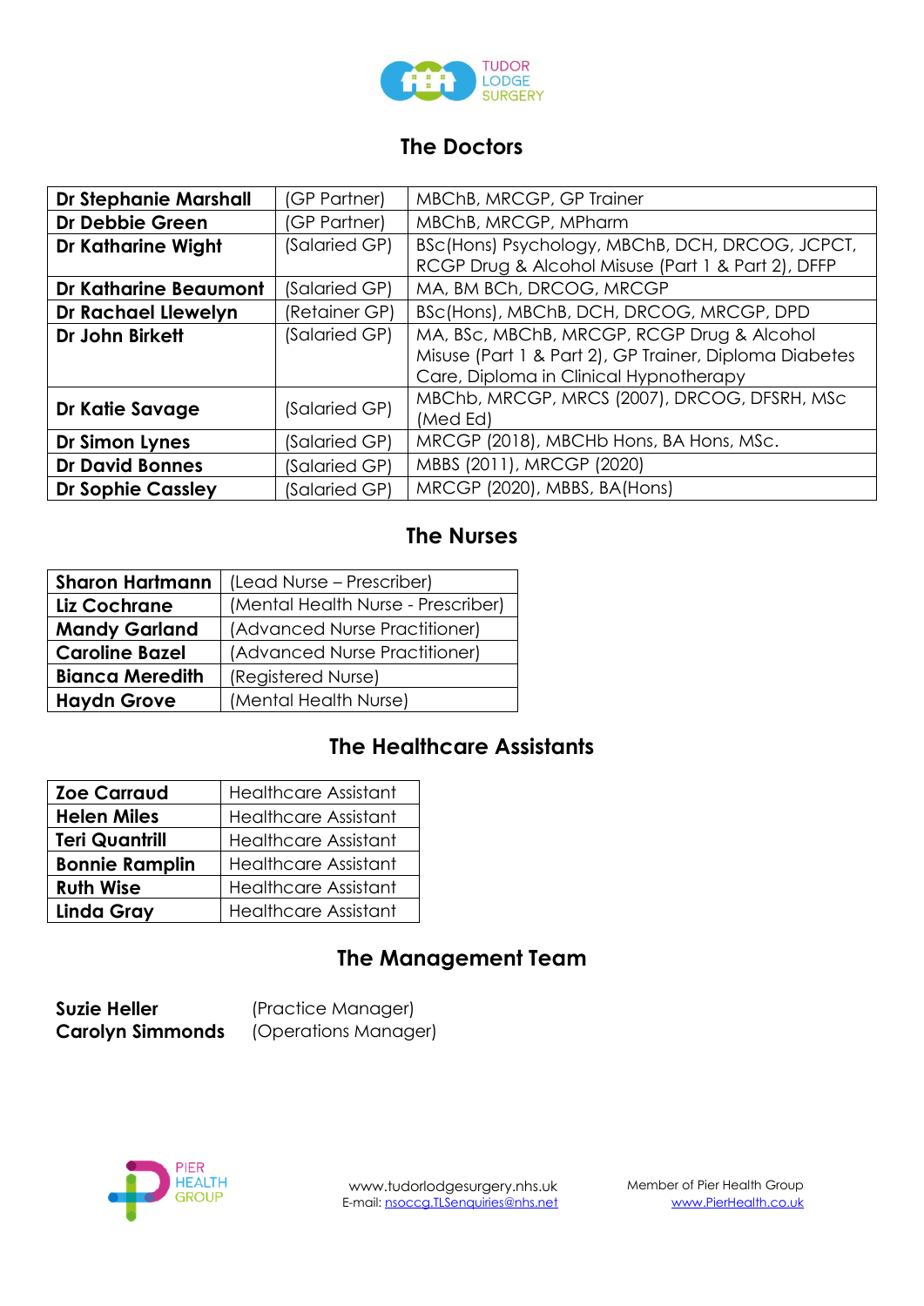TUDOR LODGE SURGERY

## The Doctors

| | | |
|---|---|---|
| **Dr Stephanie Marshall** | (GP Partner) | MBChB, MRCGP, GP Trainer |
| **Dr Debbie Green** | (GP Partner) | MBChB, MRCGP, MPharm |
| **Dr Katharine Wight** | (Salaried GP) | BSc(Hons) Psychology, MBChB, DCH, DRCOG, JCPCT, RCGP Drug & Alcohol Misuse (Part 1 & Part 2), DFFP |
| **Dr Katharine Beaumont** | (Salaried GP) | MA, BM BCh, DRCOG, MRCGP |
| **Dr Rachael Llewelyn** | (Retainer GP) | BSc(Hons), MBChB, DCH, DRCOG, MRCGP, DPD |
| **Dr John Birkett** | (Salaried GP) | MA, BSc, MBChB, MRCGP, RCGP Drug & Alcohol Misuse (Part 1 & Part 2), GP Trainer, Diploma Diabetes Care, Diploma in Clinical Hypnotherapy |
| **Dr Katie Savage** | (Salaried GP) | MBChb, MRCGP, MRCS (2007), DRCOG, DFSRH, MSc (Med Ed) |
| **Dr Simon Lynes** | (Salaried GP) | MRCGP (2018), MBCHb Hons, BA Hons, MSc. |
| **Dr David Bonnes** | (Salaried GP) | MBBS (2011), MRCGP (2020) |
| **Dr Sophie Cassley** | (Salaried GP) | MRCGP (2020), MBBS, BA(Hons) |

## The Nurses

| | |
|---|---|
| **Sharon Hartmann** | (Lead Nurse – Prescriber) |
| **Liz Cochrane** | (Mental Health Nurse - Prescriber) |
| **Mandy Garland** | (Advanced Nurse Practitioner) |
| **Caroline Bazel** | (Advanced Nurse Practitioner) |
| **Bianca Meredith** | (Registered Nurse) |
| **Haydn Grove** | (Mental Health Nurse) |

## The Healthcare Assistants

| | |
|---|---|
| **Zoe Carraud** | Healthcare Assistant |
| **Helen Miles** | Healthcare Assistant |
| **Teri Quantrill** | Healthcare Assistant |
| **Bonnie Ramplin** | Healthcare Assistant |
| **Ruth Wise** | Healthcare Assistant |
| **Linda Gray** | Healthcare Assistant |

## The Management Team

**Suzie Heller** (Practice Manager)
**Carolyn Simmonds** (Operations Manager)

PIER HEALTH GROUP

www.tudorlodgesurgery.nhs.uk
E-mail: nsoccg.TLSenquiries@nhs.net

Member of Pier Health Group
www.PierHealth.co.uk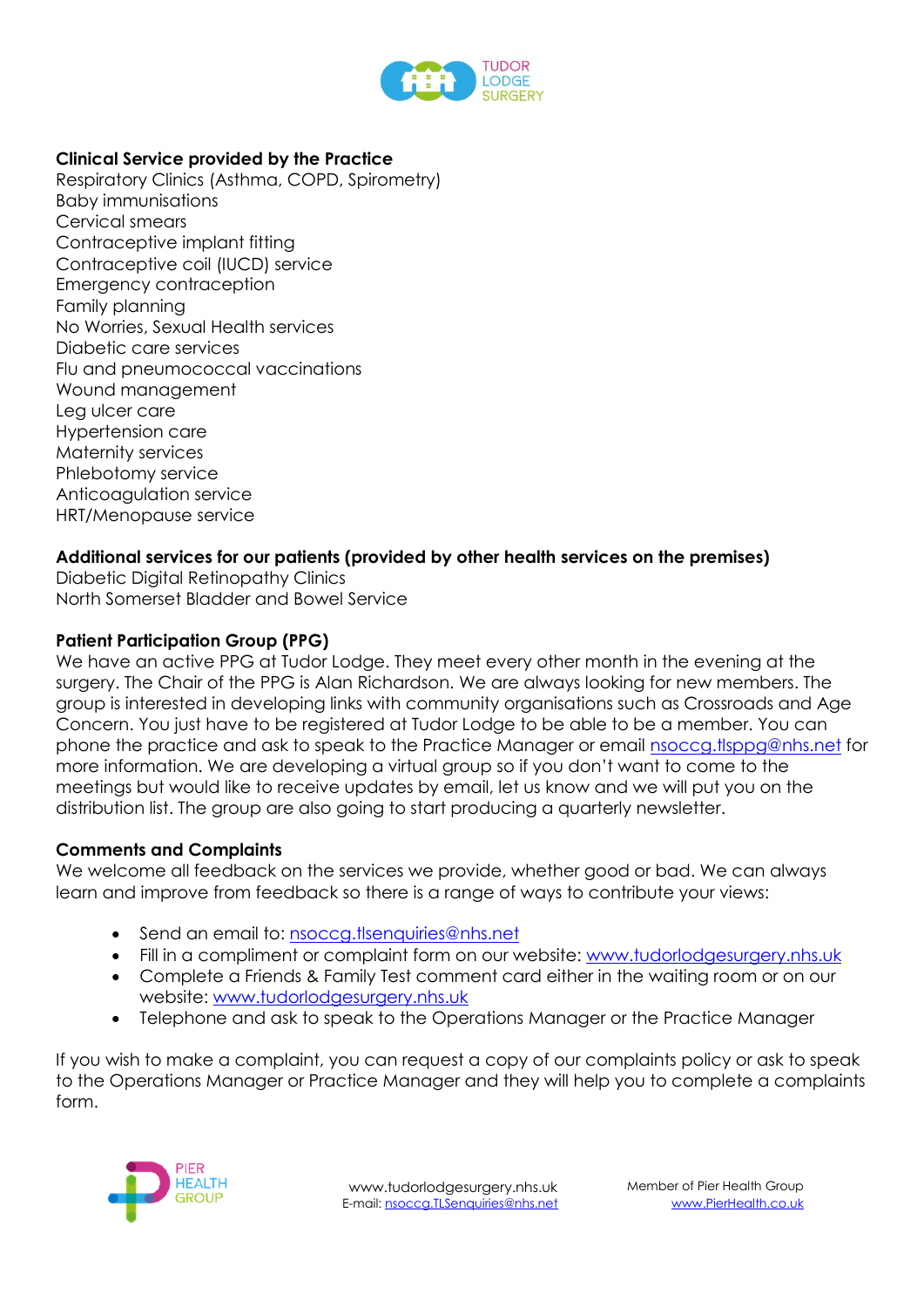**Clinical Service provided by the Practice**

Respiratory Clinics (Asthma, COPD, Spirometry)
Baby immunisations
Cervical smears
Contraceptive implant fitting
Contraceptive coil (IUCD) service
Emergency contraception
Family planning
No Worries, Sexual Health services
Diabetic care services
Flu and pneumococcal vaccinations
Wound management
Leg ulcer care
Hypertension care
Maternity services
Phlebotomy service
Anticoagulation service
HRT/Menopause service

**Additional services for our patients (provided by other health services on the premises)**

Diabetic Digital Retinopathy Clinics
North Somerset Bladder and Bowel Service

**Patient Participation Group (PPG)**

We have an active PPG at Tudor Lodge. They meet every other month in the evening at the surgery. The Chair of the PPG is Alan Richardson. We are always looking for new members. The group is interested in developing links with community organisations such as Crossroads and Age Concern. You just have to be registered at Tudor Lodge to be able to be a member. You can phone the practice and ask to speak to the Practice Manager or email nsoccg.tlsppg@nhs.net for more information. We are developing a virtual group so if you don't want to come to the meetings but would like to receive updates by email, let us know and we will put you on the distribution list. The group are also going to start producing a quarterly newsletter.

**Comments and Complaints**

We welcome all feedback on the services we provide, whether good or bad. We can always learn and improve from feedback so there is a range of ways to contribute your views:

- Send an email to: nsoccg.tlsenquiries@nhs.net
- Fill in a compliment or complaint form on our website: www.tudorlodgesurgery.nhs.uk
- Complete a Friends & Family Test comment card either in the waiting room or on our website: www.tudorlodgesurgery.nhs.uk
- Telephone and ask to speak to the Operations Manager or the Practice Manager

If you wish to make a complaint, you can request a copy of our complaints policy or ask to speak to the Operations Manager or Practice Manager and they will help you to complete a complaints form.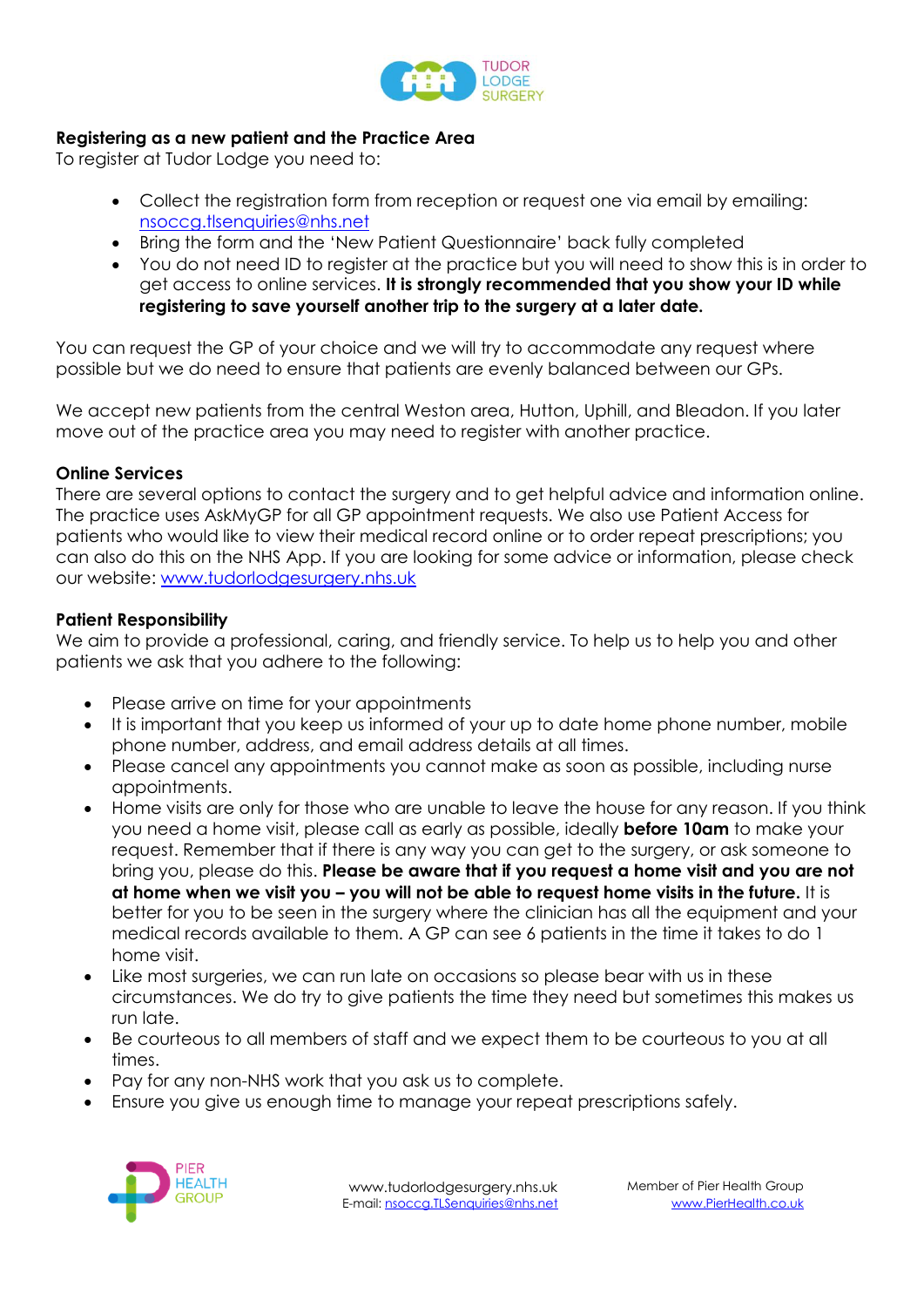## Registering as a new patient and the Practice Area

To register at Tudor Lodge you need to:

- Collect the registration form from reception or request one via email by emailing: nsoccg.tlsenquiries@nhs.net
- Bring the form and the 'New Patient Questionnaire' back fully completed
- You do not need ID to register at the practice but you will need to show this is in order to get access to online services. **It is strongly recommended that you show your ID while registering to save yourself another trip to the surgery at a later date.**

You can request the GP of your choice and we will try to accommodate any request where possible but we do need to ensure that patients are evenly balanced between our GPs.

We accept new patients from the central Weston area, Hutton, Uphill, and Bleadon. If you later move out of the practice area you may need to register with another practice.

## Online Services

There are several options to contact the surgery and to get helpful advice and information online. The practice uses AskMyGP for all GP appointment requests. We also use Patient Access for patients who would like to view their medical record online or to order repeat prescriptions; you can also do this on the NHS App. If you are looking for some advice or information, please check our website: www.tudorlodgesurgery.nhs.uk

## Patient Responsibility

We aim to provide a professional, caring, and friendly service. To help us to help you and other patients we ask that you adhere to the following:

- Please arrive on time for your appointments
- It is important that you keep us informed of your up to date home phone number, mobile phone number, address, and email address details at all times.
- Please cancel any appointments you cannot make as soon as possible, including nurse appointments.
- Home visits are only for those who are unable to leave the house for any reason. If you think you need a home visit, please call as early as possible, ideally **before 10am** to make your request. Remember that if there is any way you can get to the surgery, or ask someone to bring you, please do this. **Please be aware that if you request a home visit and you are not at home when we visit you – you will not be able to request home visits in the future.** It is better for you to be seen in the surgery where the clinician has all the equipment and your medical records available to them. A GP can see 6 patients in the time it takes to do 1 home visit.
- Like most surgeries, we can run late on occasions so please bear with us in these circumstances. We do try to give patients the time they need but sometimes this makes us run late.
- Be courteous to all members of staff and we expect them to be courteous to you at all times.
- Pay for any non-NHS work that you ask us to complete.
- Ensure you give us enough time to manage your repeat prescriptions safely.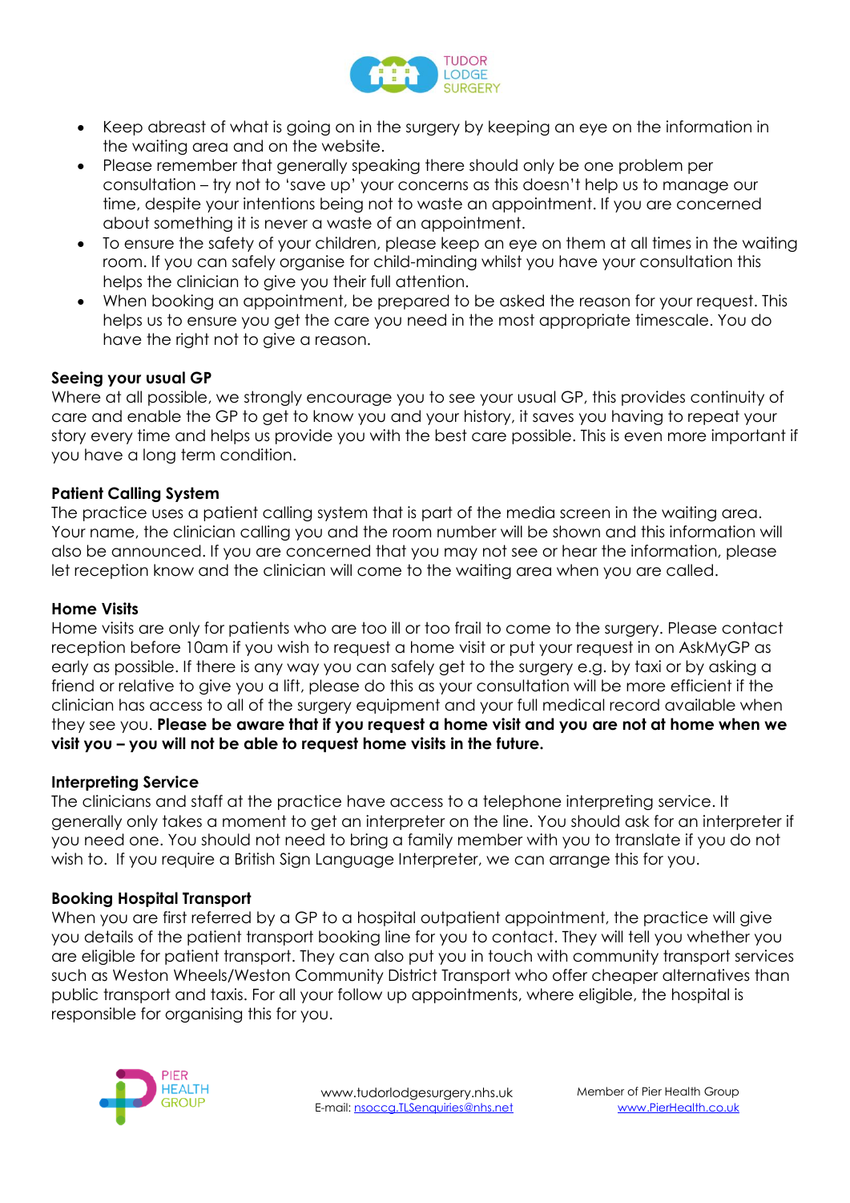- Keep abreast of what is going on in the surgery by keeping an eye on the information in the waiting area and on the website.
- Please remember that generally speaking there should only be one problem per consultation – try not to 'save up' your concerns as this doesn't help us to manage our time, despite your intentions being not to waste an appointment. If you are concerned about something it is never a waste of an appointment.
- To ensure the safety of your children, please keep an eye on them at all times in the waiting room. If you can safely organise for child-minding whilst you have your consultation this helps the clinician to give you their full attention.
- When booking an appointment, be prepared to be asked the reason for your request. This helps us to ensure you get the care you need in the most appropriate timescale. You do have the right not to give a reason.

**Seeing your usual GP**

Where at all possible, we strongly encourage you to see your usual GP, this provides continuity of care and enable the GP to get to know you and your history, it saves you having to repeat your story every time and helps us provide you with the best care possible. This is even more important if you have a long term condition.

**Patient Calling System**

The practice uses a patient calling system that is part of the media screen in the waiting area. Your name, the clinician calling you and the room number will be shown and this information will also be announced. If you are concerned that you may not see or hear the information, please let reception know and the clinician will come to the waiting area when you are called.

**Home Visits**

Home visits are only for patients who are too ill or too frail to come to the surgery. Please contact reception before 10am if you wish to request a home visit or put your request in on AskMyGP as early as possible. If there is any way you can safely get to the surgery e.g. by taxi or by asking a friend or relative to give you a lift, please do this as your consultation will be more efficient if the clinician has access to all of the surgery equipment and your full medical record available when they see you. **Please be aware that if you request a home visit and you are not at home when we visit you – you will not be able to request home visits in the future.**

**Interpreting Service**

The clinicians and staff at the practice have access to a telephone interpreting service. It generally only takes a moment to get an interpreter on the line. You should ask for an interpreter if you need one. You should not need to bring a family member with you to translate if you do not wish to. If you require a British Sign Language Interpreter, we can arrange this for you.

**Booking Hospital Transport**

When you are first referred by a GP to a hospital outpatient appointment, the practice will give you details of the patient transport booking line for you to contact. They will tell you whether you are eligible for patient transport. They can also put you in touch with community transport services such as Weston Wheels/Weston Community District Transport who offer cheaper alternatives than public transport and taxis. For all your follow up appointments, where eligible, the hospital is responsible for organising this for you.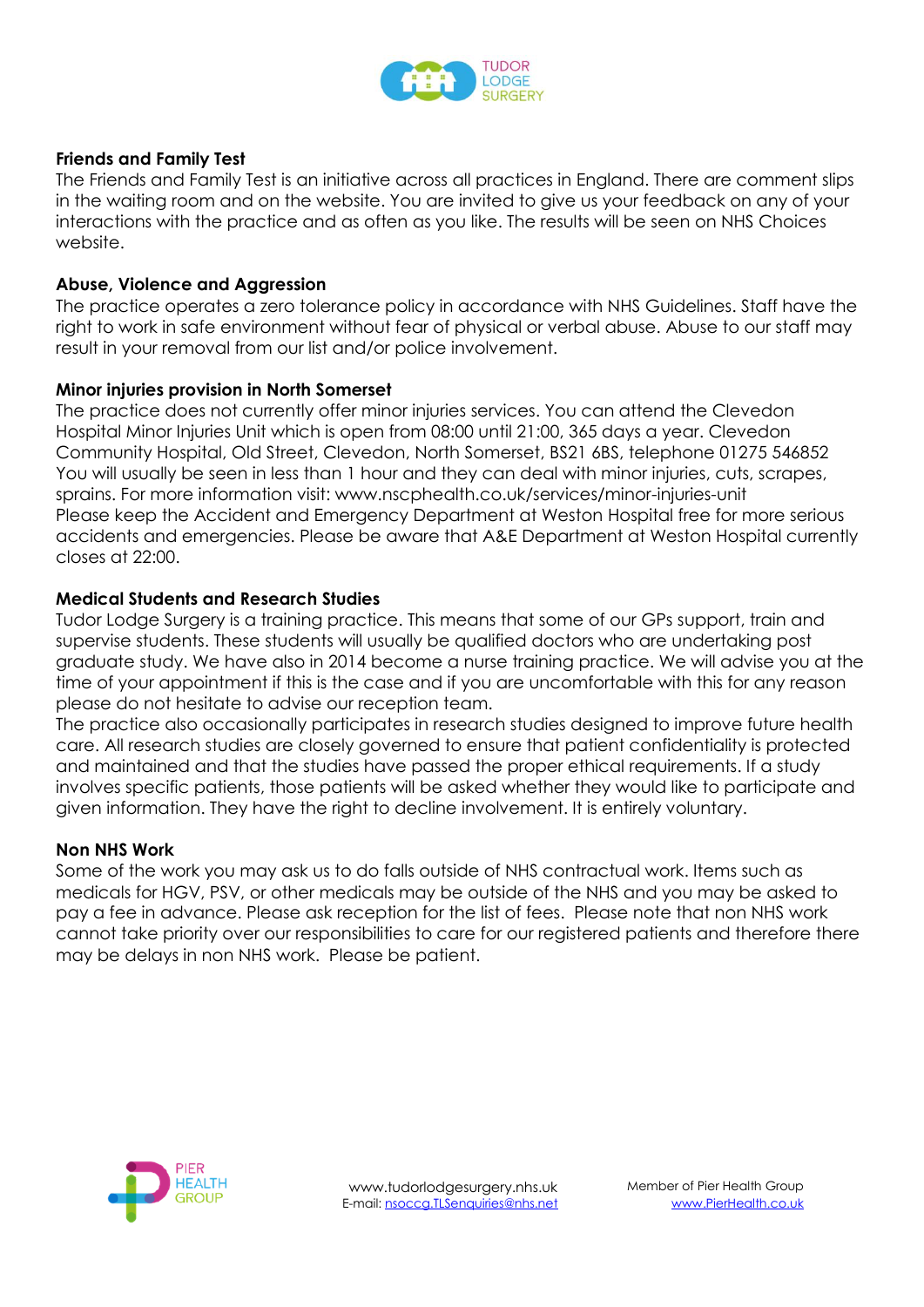**Friends and Family Test**

The Friends and Family Test is an initiative across all practices in England. There are comment slips in the waiting room and on the website. You are invited to give us your feedback on any of your interactions with the practice and as often as you like. The results will be seen on NHS Choices website.

**Abuse, Violence and Aggression**

The practice operates a zero tolerance policy in accordance with NHS Guidelines. Staff have the right to work in safe environment without fear of physical or verbal abuse. Abuse to our staff may result in your removal from our list and/or police involvement.

**Minor injuries provision in North Somerset**

The practice does not currently offer minor injuries services. You can attend the Clevedon Hospital Minor Injuries Unit which is open from 08:00 until 21:00, 365 days a year. Clevedon Community Hospital, Old Street, Clevedon, North Somerset, BS21 6BS, telephone 01275 546852 You will usually be seen in less than 1 hour and they can deal with minor injuries, cuts, scrapes, sprains. For more information visit: www.nscphealth.co.uk/services/minor-injuries-unit

Please keep the Accident and Emergency Department at Weston Hospital free for more serious accidents and emergencies. Please be aware that A&E Department at Weston Hospital currently closes at 22:00.

**Medical Students and Research Studies**

Tudor Lodge Surgery is a training practice. This means that some of our GPs support, train and supervise students. These students will usually be qualified doctors who are undertaking post graduate study. We have also in 2014 become a nurse training practice. We will advise you at the time of your appointment if this is the case and if you are uncomfortable with this for any reason please do not hesitate to advise our reception team.

The practice also occasionally participates in research studies designed to improve future health care. All research studies are closely governed to ensure that patient confidentiality is protected and maintained and that the studies have passed the proper ethical requirements. If a study involves specific patients, those patients will be asked whether they would like to participate and given information. They have the right to decline involvement. It is entirely voluntary.

**Non NHS Work**

Some of the work you may ask us to do falls outside of NHS contractual work. Items such as medicals for HGV, PSV, or other medicals may be outside of the NHS and you may be asked to pay a fee in advance. Please ask reception for the list of fees. Please note that non NHS work cannot take priority over our responsibilities to care for our registered patients and therefore there may be delays in non NHS work. Please be patient.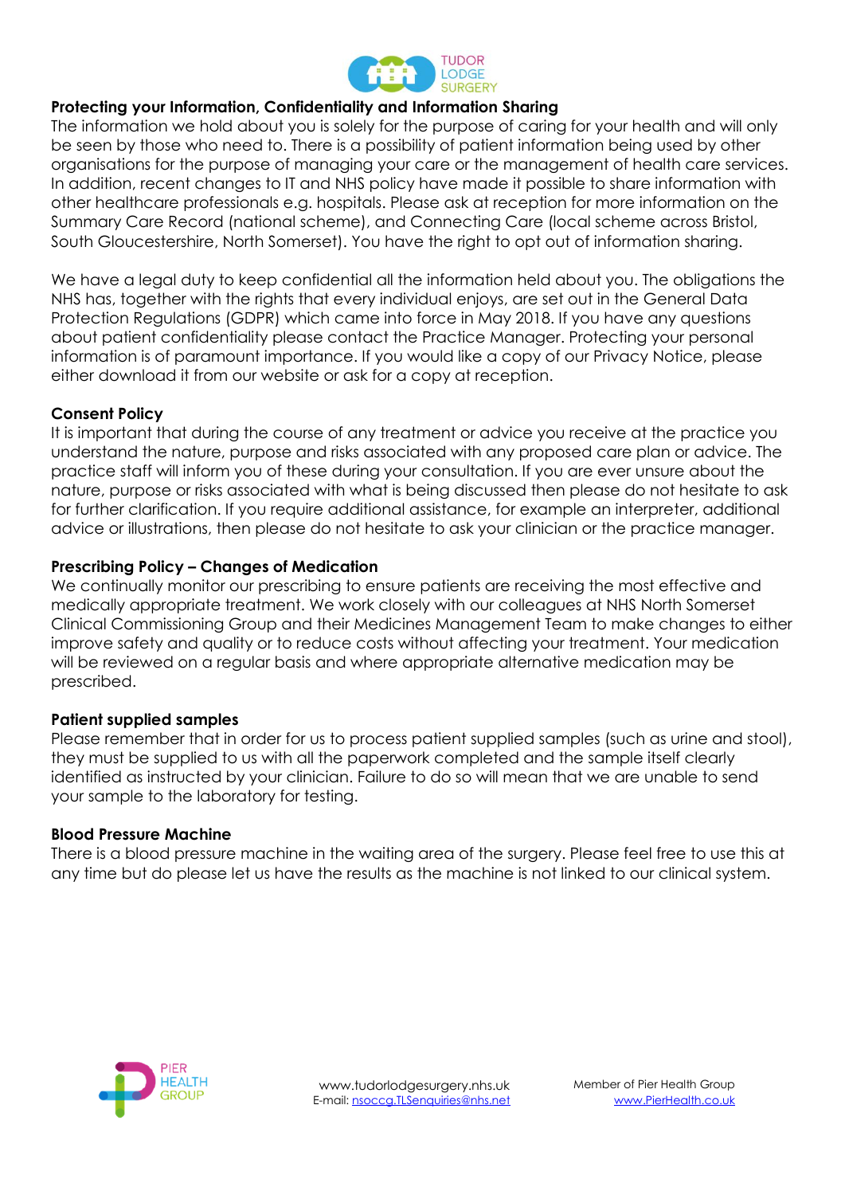## Protecting your Information, Confidentiality and Information Sharing

The information we hold about you is solely for the purpose of caring for your health and will only be seen by those who need to. There is a possibility of patient information being used by other organisations for the purpose of managing your care or the management of health care services. In addition, recent changes to IT and NHS policy have made it possible to share information with other healthcare professionals e.g. hospitals. Please ask at reception for more information on the Summary Care Record (national scheme), and Connecting Care (local scheme across Bristol, South Gloucestershire, North Somerset). You have the right to opt out of information sharing.

We have a legal duty to keep confidential all the information held about you. The obligations the NHS has, together with the rights that every individual enjoys, are set out in the General Data Protection Regulations (GDPR) which came into force in May 2018. If you have any questions about patient confidentiality please contact the Practice Manager. Protecting your personal information is of paramount importance. If you would like a copy of our Privacy Notice, please either download it from our website or ask for a copy at reception.

## Consent Policy

It is important that during the course of any treatment or advice you receive at the practice you understand the nature, purpose and risks associated with any proposed care plan or advice. The practice staff will inform you of these during your consultation. If you are ever unsure about the nature, purpose or risks associated with what is being discussed then please do not hesitate to ask for further clarification. If you require additional assistance, for example an interpreter, additional advice or illustrations, then please do not hesitate to ask your clinician or the practice manager.

## Prescribing Policy – Changes of Medication

We continually monitor our prescribing to ensure patients are receiving the most effective and medically appropriate treatment. We work closely with our colleagues at NHS North Somerset Clinical Commissioning Group and their Medicines Management Team to make changes to either improve safety and quality or to reduce costs without affecting your treatment. Your medication will be reviewed on a regular basis and where appropriate alternative medication may be prescribed.

## Patient supplied samples

Please remember that in order for us to process patient supplied samples (such as urine and stool), they must be supplied to us with all the paperwork completed and the sample itself clearly identified as instructed by your clinician. Failure to do so will mean that we are unable to send your sample to the laboratory for testing.

## Blood Pressure Machine

There is a blood pressure machine in the waiting area of the surgery. Please feel free to use this at any time but do please let us have the results as the machine is not linked to our clinical system.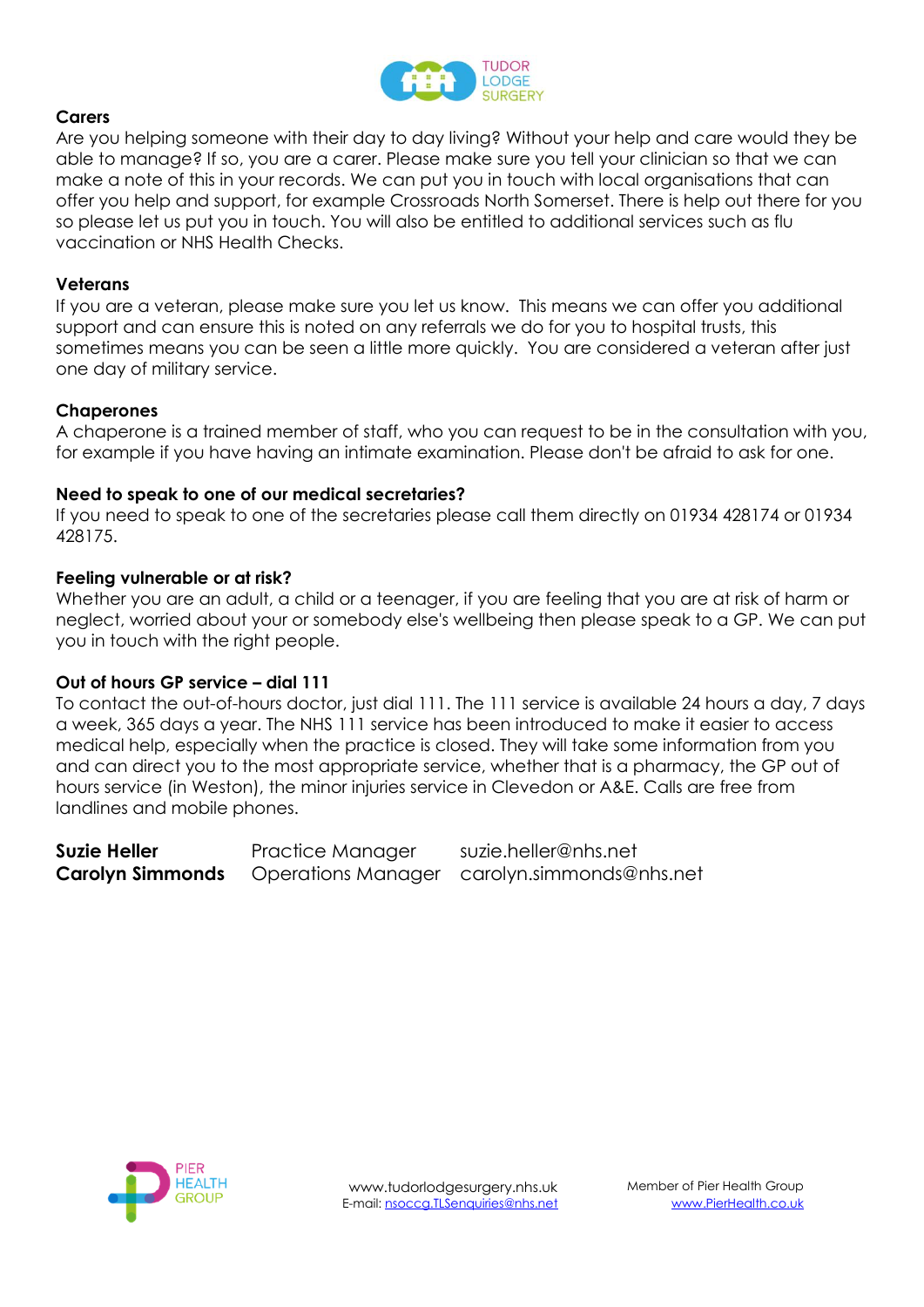### Carers

Are you helping someone with their day to day living? Without your help and care would they be able to manage? If so, you are a carer. Please make sure you tell your clinician so that we can make a note of this in your records. We can put you in touch with local organisations that can offer you help and support, for example Crossroads North Somerset. There is help out there for you so please let us put you in touch. You will also be entitled to additional services such as flu vaccination or NHS Health Checks.

### Veterans

If you are a veteran, please make sure you let us know. This means we can offer you additional support and can ensure this is noted on any referrals we do for you to hospital trusts, this sometimes means you can be seen a little more quickly. You are considered a veteran after just one day of military service.

### Chaperones

A chaperone is a trained member of staff, who you can request to be in the consultation with you, for example if you have having an intimate examination. Please don't be afraid to ask for one.

### Need to speak to one of our medical secretaries?

If you need to speak to one of the secretaries please call them directly on 01934 428174 or 01934 428175.

### Feeling vulnerable or at risk?

Whether you are an adult, a child or a teenager, if you are feeling that you are at risk of harm or neglect, worried about your or somebody else's wellbeing then please speak to a GP. We can put you in touch with the right people.

### Out of hours GP service – dial 111

To contact the out-of-hours doctor, just dial 111. The 111 service is available 24 hours a day, 7 days a week, 365 days a year. The NHS 111 service has been introduced to make it easier to access medical help, especially when the practice is closed. They will take some information from you and can direct you to the most appropriate service, whether that is a pharmacy, the GP out of hours service (in Weston), the minor injuries service in Clevedon or A&E. Calls are free from landlines and mobile phones.

| | | |
|---|---|---|
| **Suzie Heller** | Practice Manager | suzie.heller@nhs.net |
| **Carolyn Simmonds** | Operations Manager | carolyn.simmonds@nhs.net |

www.tudorlodgesurgery.nhs.uk
E-mail: nsoccg.TLSenquiries@nhs.net

Member of Pier Health Group
www.PierHealth.co.uk